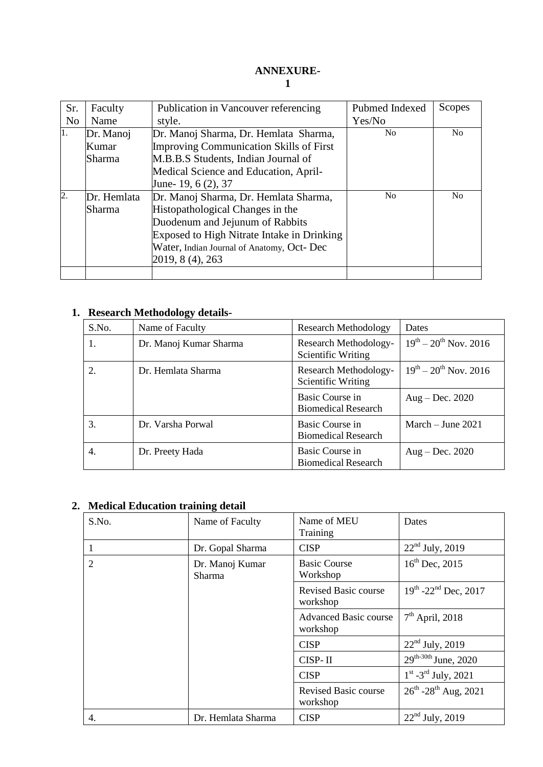**ANNEXURE-1**

| Sr. No | Faculty Name | Publication in Vancouver referencing style. | Pubmed Indexed Yes/No | Scopes |
|---|---|---|---|---|
| 1. | Dr. Manoj Kumar Sharma | Dr. Manoj Sharma, Dr. Hemlata Sharma, Improving Communication Skills of First M.B.B.S Students, Indian Journal of Medical Science and Education, April-June- 19, 6 (2), 37 | No | No |
| 2. | Dr. Hemlata Sharma | Dr. Manoj Sharma, Dr. Hemlata Sharma, Histopathological Changes in the Duodenum and Jejunum of Rabbits Exposed to High Nitrate Intake in Drinking Water, Indian Journal of Anatomy, Oct- Dec 2019, 8 (4), 263 | No | No |
| | | | | |

## 1. Research Methodology details-

| S.No. | Name of Faculty | Research Methodology | Dates |
|---|---|---|---|
| 1. | Dr. Manoj Kumar Sharma | Research Methodology-Scientific Writing | 19th – 20th Nov. 2016 |
| 2. | Dr. Hemlata Sharma | Research Methodology-Scientific Writing | 19th – 20th Nov. 2016 |
| | | Basic Course in Biomedical Research | Aug – Dec. 2020 |
| 3. | Dr. Varsha Porwal | Basic Course in Biomedical Research | March – June 2021 |
| 4. | Dr. Preety Hada | Basic Course in Biomedical Research | Aug – Dec. 2020 |

## 2. Medical Education training detail

| S.No. | Name of Faculty | Name of MEU Training | Dates |
|---|---|---|---|
| 1 | Dr. Gopal Sharma | CISP | 22nd July, 2019 |
| 2 | Dr. Manoj Kumar Sharma | Basic Course Workshop | 16th Dec, 2015 |
| | | Revised Basic course workshop | 19th -22nd Dec, 2017 |
| | | Advanced Basic course workshop | 7th April, 2018 |
| | | CISP | 22nd July, 2019 |
| | | CISP- II | 29th-30th June, 2020 |
| | | CISP | 1st -3rd July, 2021 |
| | | Revised Basic course workshop | 26th -28th Aug, 2021 |
| 4. | Dr. Hemlata Sharma | CISP | 22nd July, 2019 |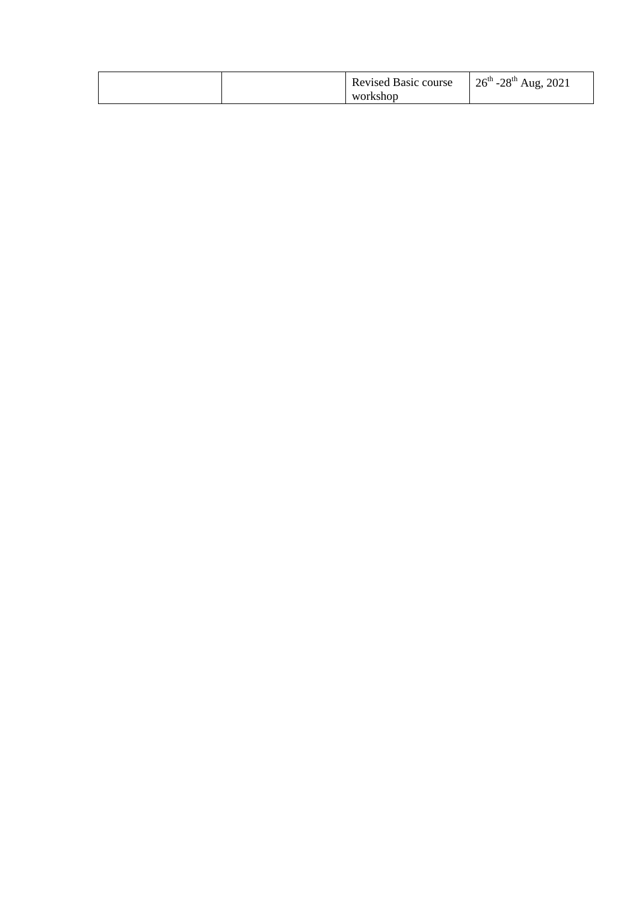| | | | |
|---|---|---|---|
| | | Revised Basic course workshop | 26th -28th Aug, 2021 |